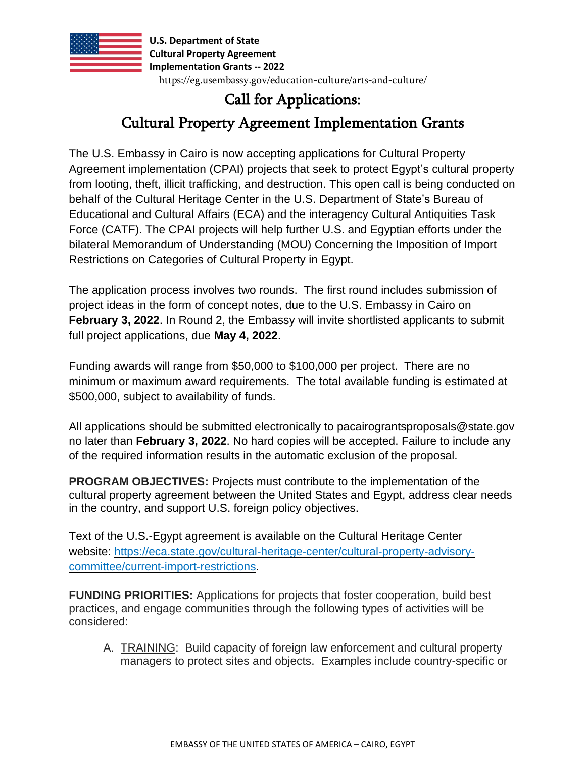**U.S. Department of State**
**Cultural Property Agreement**
**Implementation Grants -- 2022**
https://eg.usembassy.gov/education-culture/arts-and-culture/

# Call for Applications:
# Cultural Property Agreement Implementation Grants

The U.S. Embassy in Cairo is now accepting applications for Cultural Property Agreement implementation (CPAI) projects that seek to protect Egypt's cultural property from looting, theft, illicit trafficking, and destruction. This open call is being conducted on behalf of the Cultural Heritage Center in the U.S. Department of State's Bureau of Educational and Cultural Affairs (ECA) and the interagency Cultural Antiquities Task Force (CATF). The CPAI projects will help further U.S. and Egyptian efforts under the bilateral Memorandum of Understanding (MOU) Concerning the Imposition of Import Restrictions on Categories of Cultural Property in Egypt.

The application process involves two rounds. The first round includes submission of project ideas in the form of concept notes, due to the U.S. Embassy in Cairo on **February 3, 2022**. In Round 2, the Embassy will invite shortlisted applicants to submit full project applications, due **May 4, 2022**.

Funding awards will range from $50,000 to $100,000 per project. There are no minimum or maximum award requirements. The total available funding is estimated at $500,000, subject to availability of funds.

All applications should be submitted electronically to pacairograntsproposals@state.gov no later than **February 3, 2022**. No hard copies will be accepted. Failure to include any of the required information results in the automatic exclusion of the proposal.

**PROGRAM OBJECTIVES:** Projects must contribute to the implementation of the cultural property agreement between the United States and Egypt, address clear needs in the country, and support U.S. foreign policy objectives.

Text of the U.S.-Egypt agreement is available on the Cultural Heritage Center website: https://eca.state.gov/cultural-heritage-center/cultural-property-advisory-committee/current-import-restrictions.

**FUNDING PRIORITIES:** Applications for projects that foster cooperation, build best practices, and engage communities through the following types of activities will be considered:

A. TRAINING: Build capacity of foreign law enforcement and cultural property managers to protect sites and objects. Examples include country-specific or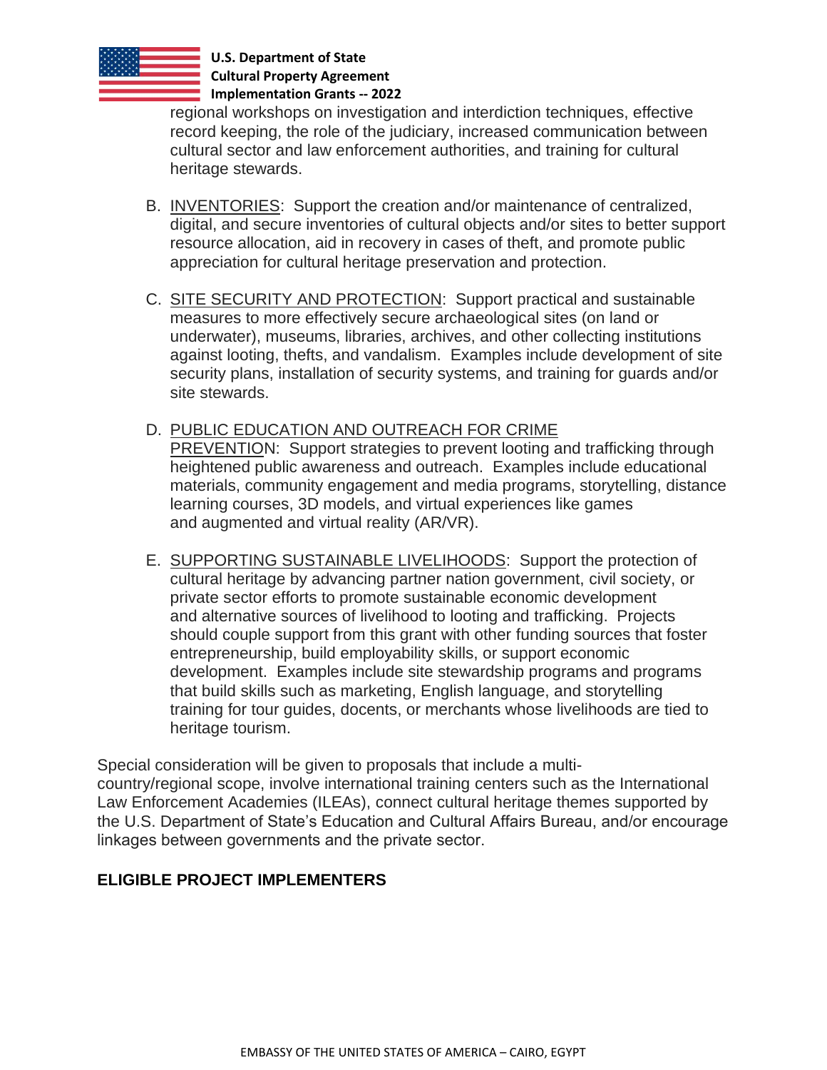regional workshops on investigation and interdiction techniques, effective record keeping, the role of the judiciary, increased communication between cultural sector and law enforcement authorities, and training for cultural heritage stewards.

B. <u>INVENTORIES</u>: Support the creation and/or maintenance of centralized, digital, and secure inventories of cultural objects and/or sites to better support resource allocation, aid in recovery in cases of theft, and promote public appreciation for cultural heritage preservation and protection.

C. <u>SITE SECURITY AND PROTECTION</u>: Support practical and sustainable measures to more effectively secure archaeological sites (on land or underwater), museums, libraries, archives, and other collecting institutions against looting, thefts, and vandalism. Examples include development of site security plans, installation of security systems, and training for guards and/or site stewards.

D. <u>PUBLIC EDUCATION AND OUTREACH FOR CRIME PREVENTION</u>: Support strategies to prevent looting and trafficking through heightened public awareness and outreach. Examples include educational materials, community engagement and media programs, storytelling, distance learning courses, 3D models, and virtual experiences like games and augmented and virtual reality (AR/VR).

E. <u>SUPPORTING SUSTAINABLE LIVELIHOODS</u>: Support the protection of cultural heritage by advancing partner nation government, civil society, or private sector efforts to promote sustainable economic development and alternative sources of livelihood to looting and trafficking. Projects should couple support from this grant with other funding sources that foster entrepreneurship, build employability skills, or support economic development. Examples include site stewardship programs and programs that build skills such as marketing, English language, and storytelling training for tour guides, docents, or merchants whose livelihoods are tied to heritage tourism.

Special consideration will be given to proposals that include a multi-country/regional scope, involve international training centers such as the International Law Enforcement Academies (ILEAs), connect cultural heritage themes supported by the U.S. Department of State's Education and Cultural Affairs Bureau, and/or encourage linkages between governments and the private sector.

## ELIGIBLE PROJECT IMPLEMENTERS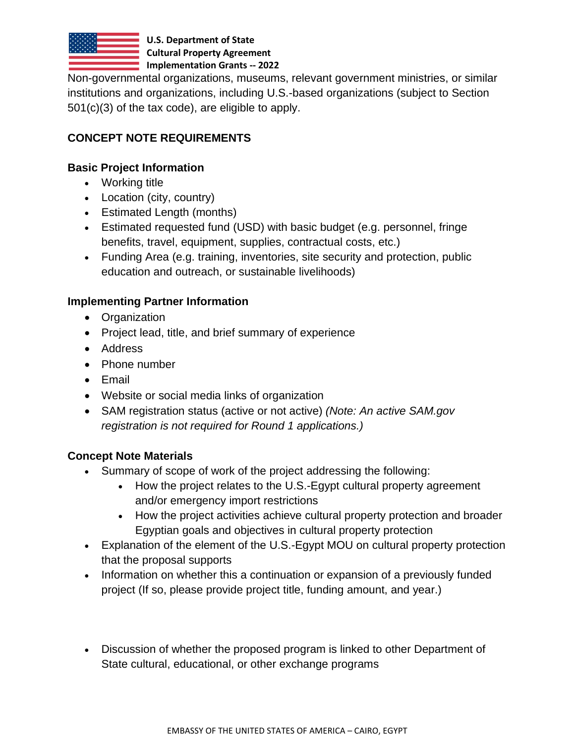Non-governmental organizations, museums, relevant government ministries, or similar institutions and organizations, including U.S.-based organizations (subject to Section 501(c)(3) of the tax code), are eligible to apply.

## CONCEPT NOTE REQUIREMENTS

### Basic Project Information

- Working title
- Location (city, country)
- Estimated Length (months)
- Estimated requested fund (USD) with basic budget (e.g. personnel, fringe benefits, travel, equipment, supplies, contractual costs, etc.)
- Funding Area (e.g. training, inventories, site security and protection, public education and outreach, or sustainable livelihoods)

### Implementing Partner Information

- Organization
- Project lead, title, and brief summary of experience
- Address
- Phone number
- Email
- Website or social media links of organization
- SAM registration status (active or not active) *(Note: An active SAM.gov registration is not required for Round 1 applications.)*

### Concept Note Materials

- Summary of scope of work of the project addressing the following:
  - How the project relates to the U.S.-Egypt cultural property agreement and/or emergency import restrictions
  - How the project activities achieve cultural property protection and broader Egyptian goals and objectives in cultural property protection
- Explanation of the element of the U.S.-Egypt MOU on cultural property protection that the proposal supports
- Information on whether this a continuation or expansion of a previously funded project (If so, please provide project title, funding amount, and year.)
- Discussion of whether the proposed program is linked to other Department of State cultural, educational, or other exchange programs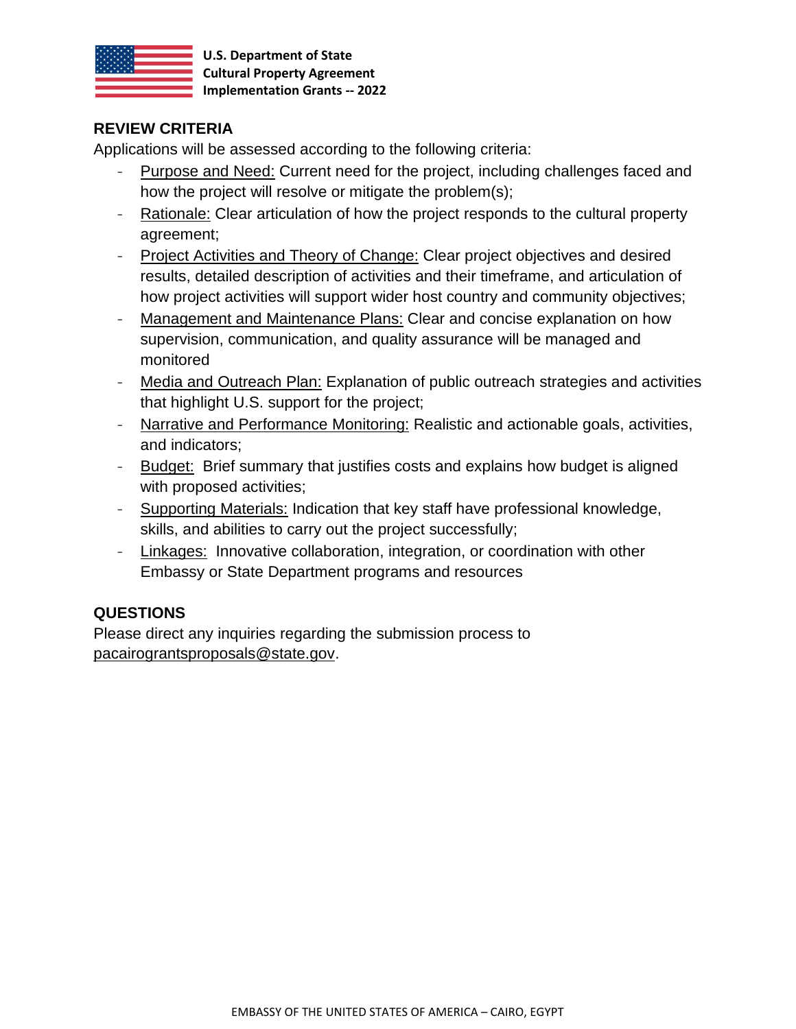## REVIEW CRITERIA

Applications will be assessed according to the following criteria:

- Purpose and Need: Current need for the project, including challenges faced and how the project will resolve or mitigate the problem(s);
- Rationale: Clear articulation of how the project responds to the cultural property agreement;
- Project Activities and Theory of Change: Clear project objectives and desired results, detailed description of activities and their timeframe, and articulation of how project activities will support wider host country and community objectives;
- Management and Maintenance Plans: Clear and concise explanation on how supervision, communication, and quality assurance will be managed and monitored
- Media and Outreach Plan: Explanation of public outreach strategies and activities that highlight U.S. support for the project;
- Narrative and Performance Monitoring: Realistic and actionable goals, activities, and indicators;
- Budget: Brief summary that justifies costs and explains how budget is aligned with proposed activities;
- Supporting Materials: Indication that key staff have professional knowledge, skills, and abilities to carry out the project successfully;
- Linkages: Innovative collaboration, integration, or coordination with other Embassy or State Department programs and resources

## QUESTIONS

Please direct any inquiries regarding the submission process to pacairograntsproposals@state.gov.